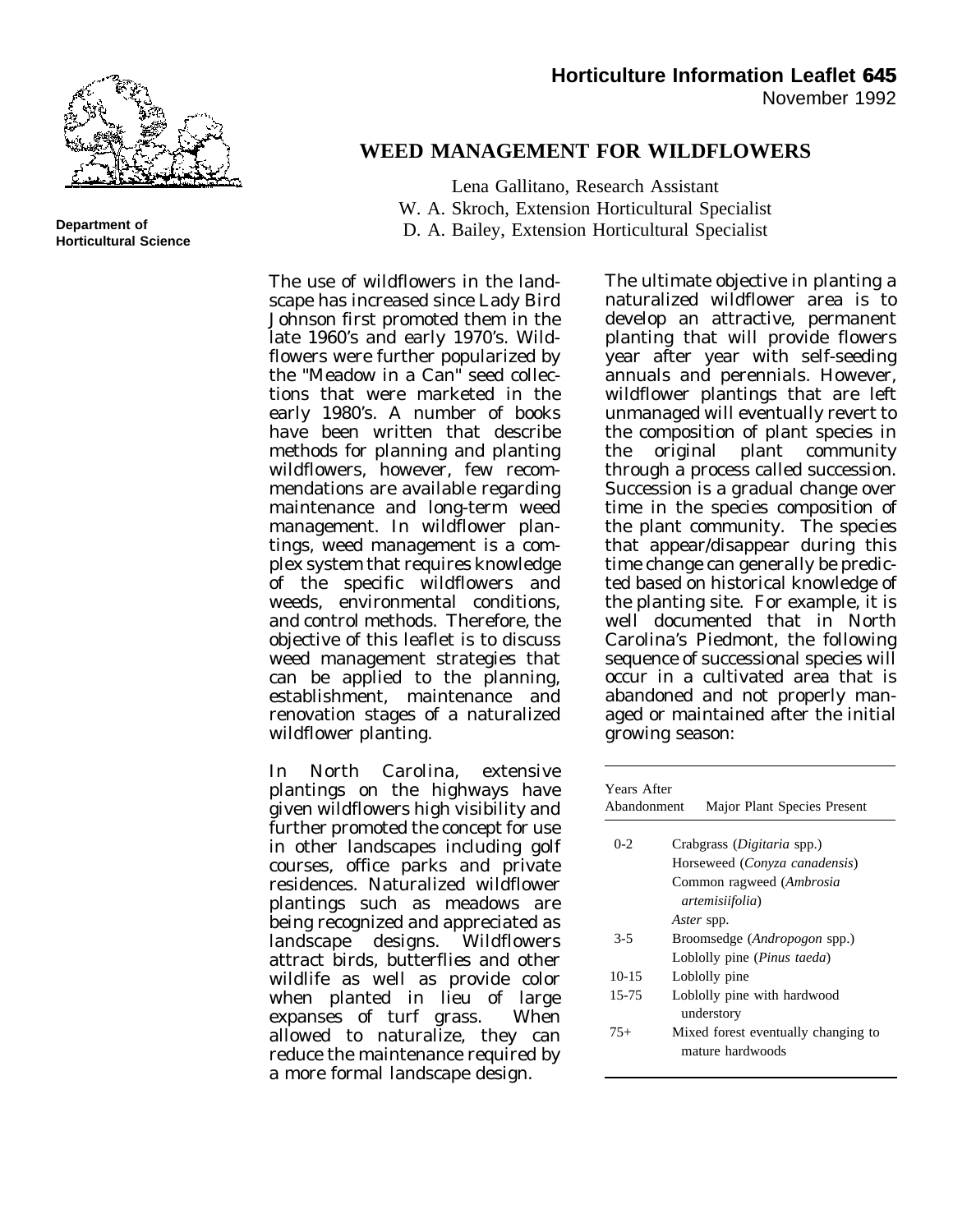**Horticulture Information Leaflet 645**
November 1992

**Department of Horticultural Science**

# WEED MANAGEMENT FOR WILDFLOWERS

Lena Gallitano, Research Assistant
W. A. Skroch, Extension Horticultural Specialist
D. A. Bailey, Extension Horticultural Specialist

The use of wildflowers in the landscape has increased since Lady Bird Johnson first promoted them in the late 1960's and early 1970's. Wildflowers were further popularized by the "Meadow in a Can" seed collections that were marketed in the early 1980's. A number of books have been written that describe methods for planning and planting wildflowers, however, few recommendations are available regarding maintenance and long-term weed management. In wildflower plantings, weed management is a complex system that requires knowledge of the specific wildflowers and weeds, environmental conditions, and control methods. Therefore, the objective of this leaflet is to discuss weed management strategies that can be applied to the planning, establishment, maintenance and renovation stages of a naturalized wildflower planting.

In North Carolina, extensive plantings on the highways have given wildflowers high visibility and further promoted the concept for use in other landscapes including golf courses, office parks and private residences. Naturalized wildflower plantings such as meadows are being recognized and appreciated as landscape designs. Wildflowers attract birds, butterflies and other wildlife as well as provide color when planted in lieu of large expanses of turf grass. When allowed to naturalize, they can reduce the maintenance required by a more formal landscape design.

The ultimate objective in planting a naturalized wildflower area is to develop an attractive, permanent planting that will provide flowers year after year with self-seeding annuals and perennials. However, wildflower plantings that are left unmanaged will eventually revert to the composition of plant species in the original plant community through a process called succession. Succession is a gradual change over time in the species composition of the plant community. The species that appear/disappear during this time change can generally be predicted based on historical knowledge of the planting site. For example, it is well documented that in North Carolina's Piedmont, the following sequence of successional species will occur in a cultivated area that is abandoned and not properly managed or maintained after the initial growing season:

| Years After Abandonment | Major Plant Species Present |
|---|---|
| 0-2 | Crabgrass (*Digitaria* spp.)<br>Horseweed (*Conyza canadensis*)<br>Common ragweed (*Ambrosia artemisiifolia*)<br>*Aster* spp. |
| 3-5 | Broomsedge (*Andropogon* spp.)<br>Loblolly pine (*Pinus taeda*) |
| 10-15 | Loblolly pine |
| 15-75 | Loblolly pine with hardwood understory |
| 75+ | Mixed forest eventually changing to mature hardwoods |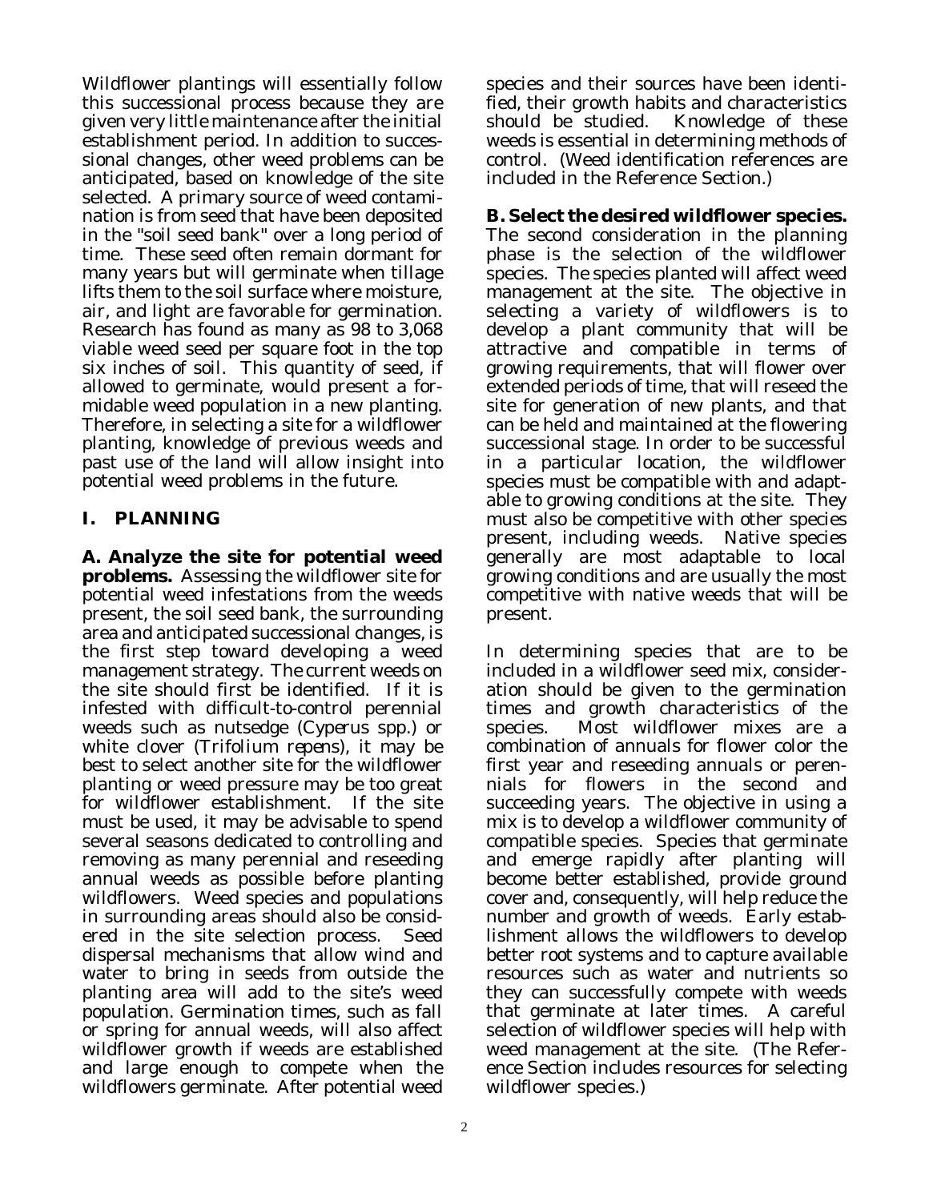Wildflower plantings will essentially follow this successional process because they are given very little maintenance after the initial establishment period. In addition to successional changes, other weed problems can be anticipated, based on knowledge of the site selected. A primary source of weed contamination is from seed that have been deposited in the "soil seed bank" over a long period of time. These seed often remain dormant for many years but will germinate when tillage lifts them to the soil surface where moisture, air, and light are favorable for germination. Research has found as many as 98 to 3,068 viable weed seed per square foot in the top six inches of soil. This quantity of seed, if allowed to germinate, would present a formidable weed population in a new planting. Therefore, in selecting a site for a wildflower planting, knowledge of previous weeds and past use of the land will allow insight into potential weed problems in the future.

## I. PLANNING

**A. Analyze the site for potential weed problems.** Assessing the wildflower site for potential weed infestations from the weeds present, the soil seed bank, the surrounding area and anticipated successional changes, is the first step toward developing a weed management strategy. The current weeds on the site should first be identified. If it is infested with difficult-to-control perennial weeds such as nutsedge (*Cyperus* spp.) or white clover (*Trifolium repens*), it may be best to select another site for the wildflower planting or weed pressure may be too great for wildflower establishment. If the site must be used, it may be advisable to spend several seasons dedicated to controlling and removing as many perennial and reseeding annual weeds as possible before planting wildflowers. Weed species and populations in surrounding areas should also be considered in the site selection process. Seed dispersal mechanisms that allow wind and water to bring in seeds from outside the planting area will add to the site's weed population. Germination times, such as fall or spring for annual weeds, will also affect wildflower growth if weeds are established and large enough to compete when the wildflowers germinate. After potential weed species and their sources have been identified, their growth habits and characteristics should be studied. Knowledge of these weeds is essential in determining methods of control. (Weed identification references are included in the Reference Section.)

**B. Select the desired wildflower species.** The second consideration in the planning phase is the selection of the wildflower species. The species planted will affect weed management at the site. The objective in selecting a variety of wildflowers is to develop a plant community that will be attractive and compatible in terms of growing requirements, that will flower over extended periods of time, that will reseed the site for generation of new plants, and that can be held and maintained at the flowering successional stage. In order to be successful in a particular location, the wildflower species must be compatible with and adaptable to growing conditions at the site. They must also be competitive with other species present, including weeds. Native species generally are most adaptable to local growing conditions and are usually the most competitive with native weeds that will be present.

In determining species that are to be included in a wildflower seed mix, consideration should be given to the germination times and growth characteristics of the species. Most wildflower mixes are a combination of annuals for flower color the first year and reseeding annuals or perennials for flowers in the second and succeeding years. The objective in using a mix is to develop a wildflower community of compatible species. Species that germinate and emerge rapidly after planting will become better established, provide ground cover and, consequently, will help reduce the number and growth of weeds. Early establishment allows the wildflowers to develop better root systems and to capture available resources such as water and nutrients so they can successfully compete with weeds that germinate at later times. A careful selection of wildflower species will help with weed management at the site. (The Reference Section includes resources for selecting wildflower species.)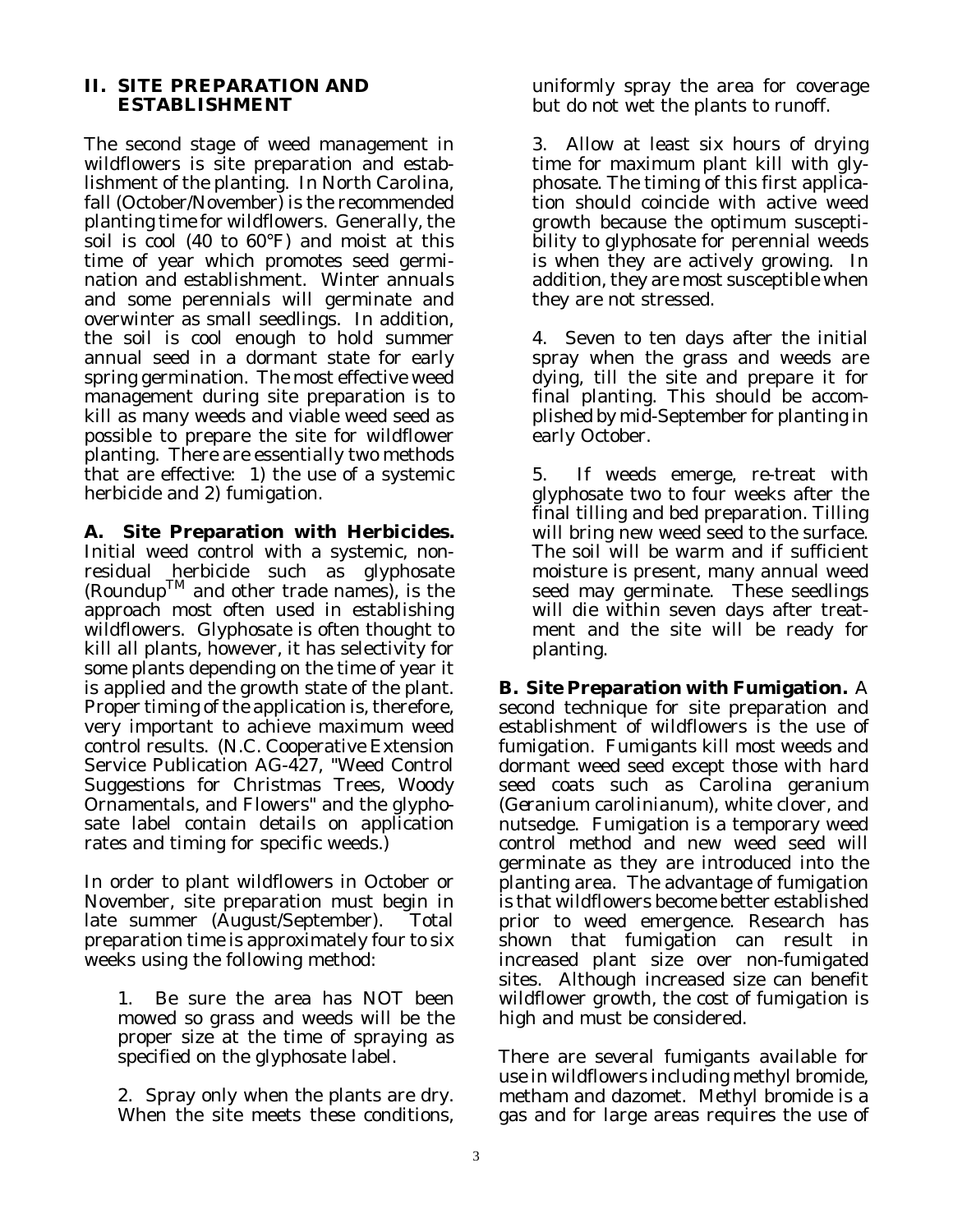## II. SITE PREPARATION AND ESTABLISHMENT

The second stage of weed management in wildflowers is site preparation and establishment of the planting. In North Carolina, fall (October/November) is the recommended planting time for wildflowers. Generally, the soil is cool (40 to 60°F) and moist at this time of year which promotes seed germination and establishment. Winter annuals and some perennials will germinate and overwinter as small seedlings. In addition, the soil is cool enough to hold summer annual seed in a dormant state for early spring germination. The most effective weed management during site preparation is to kill as many weeds and viable weed seed as possible to prepare the site for wildflower planting. There are essentially two methods that are effective: 1) the use of a systemic herbicide and 2) fumigation.

**A. Site Preparation with Herbicides.** Initial weed control with a systemic, non-residual herbicide such as glyphosate (Roundup™ and other trade names), is the approach most often used in establishing wildflowers. Glyphosate is often thought to kill all plants, however, it has selectivity for some plants depending on the time of year it is applied and the growth state of the plant. Proper timing of the application is, therefore, very important to achieve maximum weed control results. (N.C. Cooperative Extension Service Publication AG-427, "Weed Control Suggestions for Christmas Trees, Woody Ornamentals, and Flowers" and the glyphosate label contain details on application rates and timing for specific weeds.)

In order to plant wildflowers in October or November, site preparation must begin in late summer (August/September). Total preparation time is approximately four to six weeks using the following method:

1. Be sure the area has NOT been mowed so grass and weeds will be the proper size at the time of spraying as specified on the glyphosate label.

2. Spray only when the plants are dry. When the site meets these conditions, uniformly spray the area for coverage but do not wet the plants to runoff.

3. Allow at least six hours of drying time for maximum plant kill with glyphosate. The timing of this first application should coincide with active weed growth because the optimum susceptibility to glyphosate for perennial weeds is when they are actively growing. In addition, they are most susceptible when they are not stressed.

4. Seven to ten days after the initial spray when the grass and weeds are dying, till the site and prepare it for final planting. This should be accomplished by mid-September for planting in early October.

5. If weeds emerge, re-treat with glyphosate two to four weeks after the final tilling and bed preparation. Tilling will bring new weed seed to the surface. The soil will be warm and if sufficient moisture is present, many annual weed seed may germinate. These seedlings will die within seven days after treatment and the site will be ready for planting.

**B. Site Preparation with Fumigation.** A second technique for site preparation and establishment of wildflowers is the use of fumigation. Fumigants kill most weeds and dormant weed seed except those with hard seed coats such as Carolina geranium (*Geranium carolinianum*), white clover, and nutsedge. Fumigation is a temporary weed control method and new weed seed will germinate as they are introduced into the planting area. The advantage of fumigation is that wildflowers become better established prior to weed emergence. Research has shown that fumigation can result in increased plant size over non-fumigated sites. Although increased size can benefit wildflower growth, the cost of fumigation is high and must be considered.

There are several fumigants available for use in wildflowers including methyl bromide, metham and dazomet. Methyl bromide is a gas and for large areas requires the use of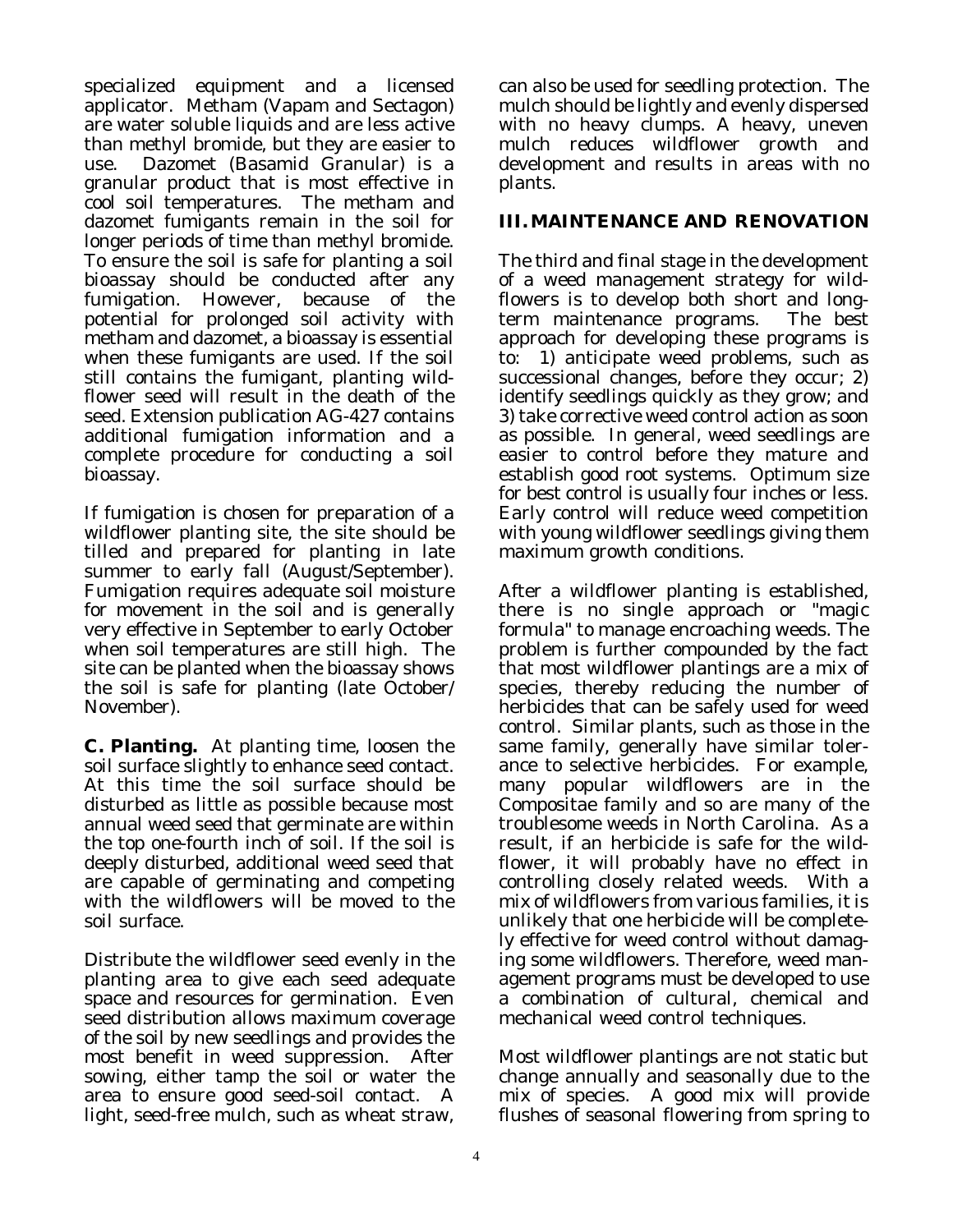specialized equipment and a licensed applicator. Metham (Vapam and Sectagon) are water soluble liquids and are less active than methyl bromide, but they are easier to use. Dazomet (Basamid Granular) is a granular product that is most effective in cool soil temperatures. The metham and dazomet fumigants remain in the soil for longer periods of time than methyl bromide. To ensure the soil is safe for planting a soil bioassay should be conducted after any fumigation. However, because of the potential for prolonged soil activity with metham and dazomet, a bioassay is essential when these fumigants are used. If the soil still contains the fumigant, planting wildflower seed will result in the death of the seed. Extension publication AG-427 contains additional fumigation information and a complete procedure for conducting a soil bioassay.

If fumigation is chosen for preparation of a wildflower planting site, the site should be tilled and prepared for planting in late summer to early fall (August/September). Fumigation requires adequate soil moisture for movement in the soil and is generally very effective in September to early October when soil temperatures are still high. The site can be planted when the bioassay shows the soil is safe for planting (late October/ November).

**C. Planting.** At planting time, loosen the soil surface slightly to enhance seed contact. At this time the soil surface should be disturbed as little as possible because most annual weed seed that germinate are within the top one-fourth inch of soil. If the soil is deeply disturbed, additional weed seed that are capable of germinating and competing with the wildflowers will be moved to the soil surface.

Distribute the wildflower seed evenly in the planting area to give each seed adequate space and resources for germination. Even seed distribution allows maximum coverage of the soil by new seedlings and provides the most benefit in weed suppression. After sowing, either tamp the soil or water the area to ensure good seed-soil contact. A light, seed-free mulch, such as wheat straw, can also be used for seedling protection. The mulch should be lightly and evenly dispersed with no heavy clumps. A heavy, uneven mulch reduces wildflower growth and development and results in areas with no plants.

## III. MAINTENANCE AND RENOVATION

The third and final stage in the development of a weed management strategy for wildflowers is to develop both short and long-term maintenance programs. The best approach for developing these programs is to: 1) anticipate weed problems, such as successional changes, before they occur; 2) identify seedlings quickly as they grow; and 3) take corrective weed control action as soon as possible. In general, weed seedlings are easier to control before they mature and establish good root systems. Optimum size for best control is usually four inches or less. Early control will reduce weed competition with young wildflower seedlings giving them maximum growth conditions.

After a wildflower planting is established, there is no single approach or "magic formula" to manage encroaching weeds. The problem is further compounded by the fact that most wildflower plantings are a mix of species, thereby reducing the number of herbicides that can be safely used for weed control. Similar plants, such as those in the same family, generally have similar tolerance to selective herbicides. For example, many popular wildflowers are in the Compositae family and so are many of the troublesome weeds in North Carolina. As a result, if an herbicide is safe for the wildflower, it will probably have no effect in controlling closely related weeds. With a mix of wildflowers from various families, it is unlikely that one herbicide will be completely effective for weed control without damaging some wildflowers. Therefore, weed management programs must be developed to use a combination of cultural, chemical and mechanical weed control techniques.

Most wildflower plantings are not static but change annually and seasonally due to the mix of species. A good mix will provide flushes of seasonal flowering from spring to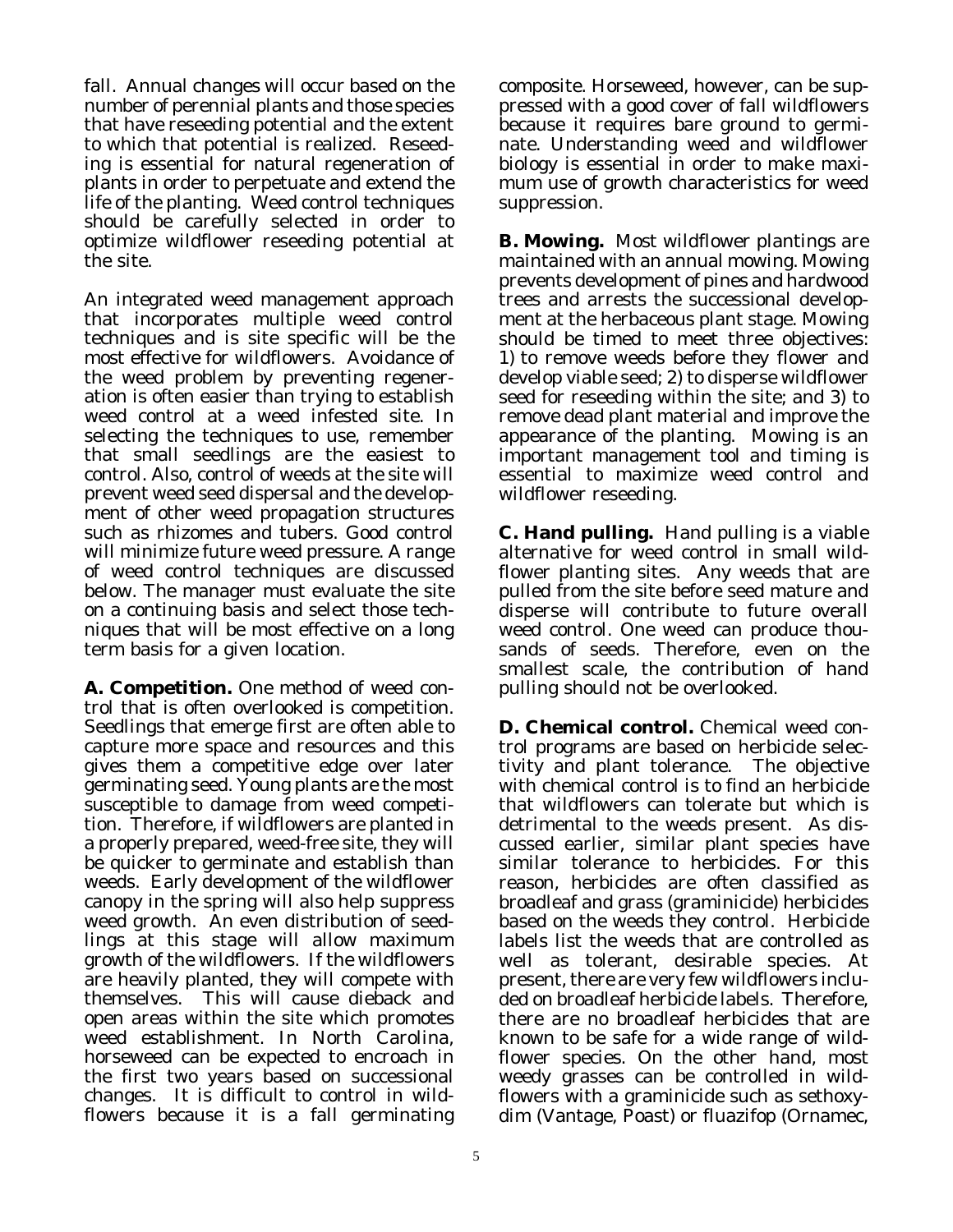fall. Annual changes will occur based on the number of perennial plants and those species that have reseeding potential and the extent to which that potential is realized. Reseeding is essential for natural regeneration of plants in order to perpetuate and extend the life of the planting. Weed control techniques should be carefully selected in order to optimize wildflower reseeding potential at the site.

An integrated weed management approach that incorporates multiple weed control techniques and is site specific will be the most effective for wildflowers. Avoidance of the weed problem by preventing regeneration is often easier than trying to establish weed control at a weed infested site. In selecting the techniques to use, remember that small seedlings are the easiest to control. Also, control of weeds at the site will prevent weed seed dispersal and the development of other weed propagation structures such as rhizomes and tubers. Good control will minimize future weed pressure. A range of weed control techniques are discussed below. The manager must evaluate the site on a continuing basis and select those techniques that will be most effective on a long term basis for a given location.

**A. Competition.** One method of weed control that is often overlooked is competition. Seedlings that emerge first are often able to capture more space and resources and this gives them a competitive edge over later germinating seed. Young plants are the most susceptible to damage from weed competition. Therefore, if wildflowers are planted in a properly prepared, weed-free site, they will be quicker to germinate and establish than weeds. Early development of the wildflower canopy in the spring will also help suppress weed growth. An even distribution of seedlings at this stage will allow maximum growth of the wildflowers. If the wildflowers are heavily planted, they will compete with themselves. This will cause dieback and open areas within the site which promotes weed establishment. In North Carolina, horseweed can be expected to encroach in the first two years based on successional changes. It is difficult to control in wildflowers because it is a fall germinating composite. Horseweed, however, can be suppressed with a good cover of fall wildflowers because it requires bare ground to germinate. Understanding weed and wildflower biology is essential in order to make maximum use of growth characteristics for weed suppression.

**B. Mowing.** Most wildflower plantings are maintained with an annual mowing. Mowing prevents development of pines and hardwood trees and arrests the successional development at the herbaceous plant stage. Mowing should be timed to meet three objectives: 1) to remove weeds before they flower and develop viable seed; 2) to disperse wildflower seed for reseeding within the site; and 3) to remove dead plant material and improve the appearance of the planting. Mowing is an important management tool and timing is essential to maximize weed control and wildflower reseeding.

**C. Hand pulling.** Hand pulling is a viable alternative for weed control in small wildflower planting sites. Any weeds that are pulled from the site before seed mature and disperse will contribute to future overall weed control. One weed can produce thousands of seeds. Therefore, even on the smallest scale, the contribution of hand pulling should not be overlooked.

**D. Chemical control.** Chemical weed control programs are based on herbicide selectivity and plant tolerance. The objective with chemical control is to find an herbicide that wildflowers can tolerate but which is detrimental to the weeds present. As discussed earlier, similar plant species have similar tolerance to herbicides. For this reason, herbicides are often classified as broadleaf and grass (graminicide) herbicides based on the weeds they control. Herbicide labels list the weeds that are controlled as well as tolerant, desirable species. At present, there are very few wildflowers included on broadleaf herbicide labels. Therefore, there are no broadleaf herbicides that are known to be safe for a wide range of wildflower species. On the other hand, most weedy grasses can be controlled in wildflowers with a graminicide such as sethoxydim (Vantage, Poast) or fluazifop (Ornamec,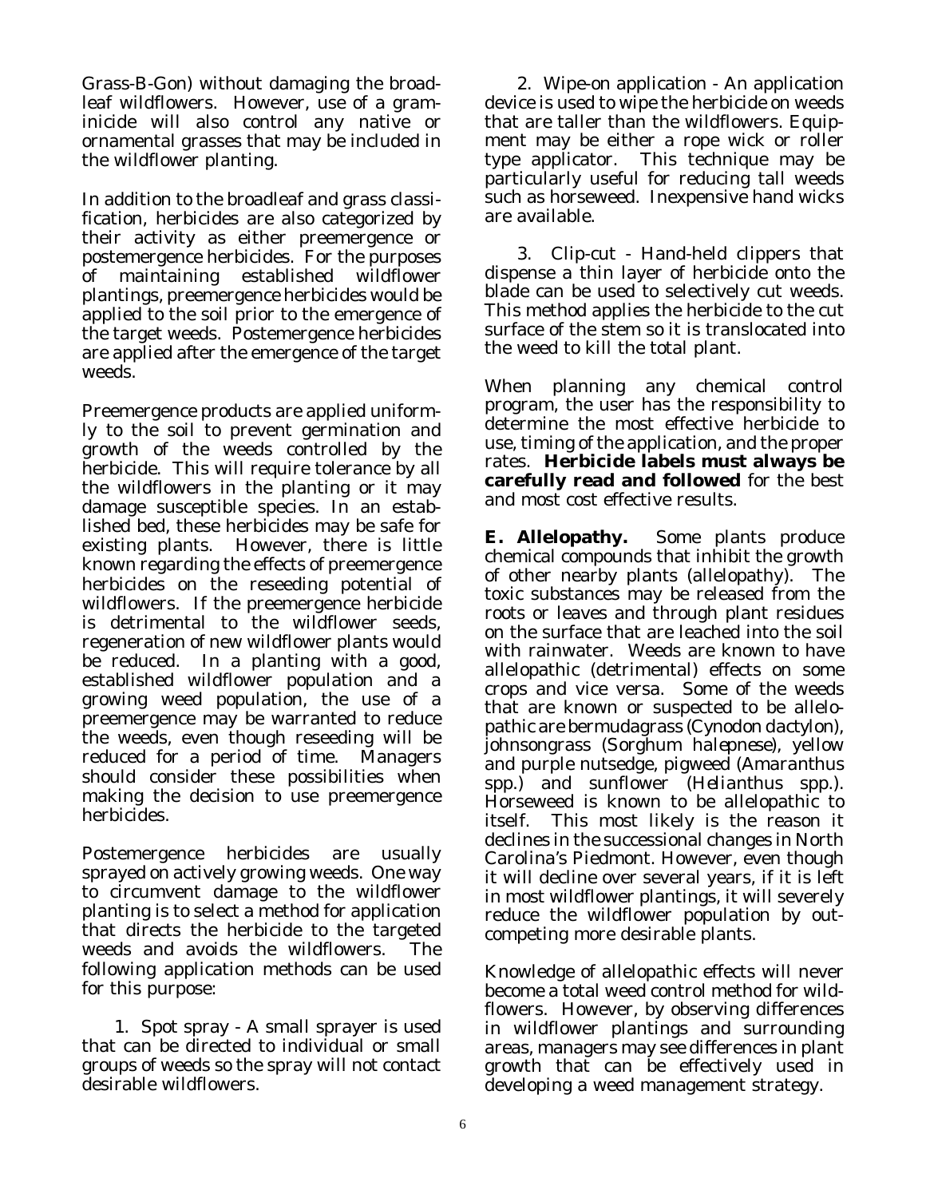Grass-B-Gon) without damaging the broadleaf wildflowers. However, use of a graminicide will also control any native or ornamental grasses that may be included in the wildflower planting.

In addition to the broadleaf and grass classification, herbicides are also categorized by their activity as either preemergence or postemergence herbicides. For the purposes of maintaining established wildflower plantings, preemergence herbicides would be applied to the soil prior to the emergence of the target weeds. Postemergence herbicides are applied after the emergence of the target weeds.

Preemergence products are applied uniformly to the soil to prevent germination and growth of the weeds controlled by the herbicide. This will require tolerance by all the wildflowers in the planting or it may damage susceptible species. In an established bed, these herbicides may be safe for existing plants. However, there is little known regarding the effects of preemergence herbicides on the reseeding potential of wildflowers. If the preemergence herbicide is detrimental to the wildflower seeds, regeneration of new wildflower plants would be reduced. In a planting with a good, established wildflower population and a growing weed population, the use of a preemergence may be warranted to reduce the weeds, even though reseeding will be reduced for a period of time. Managers should consider these possibilities when making the decision to use preemergence herbicides.

Postemergence herbicides are usually sprayed on actively growing weeds. One way to circumvent damage to the wildflower planting is to select a method for application that directs the herbicide to the targeted weeds and avoids the wildflowers. The following application methods can be used for this purpose:

1. Spot spray - A small sprayer is used that can be directed to individual or small groups of weeds so the spray will not contact desirable wildflowers.

2. Wipe-on application - An application device is used to wipe the herbicide on weeds that are taller than the wildflowers. Equipment may be either a rope wick or roller type applicator. This technique may be particularly useful for reducing tall weeds such as horseweed. Inexpensive hand wicks are available.

3. Clip-cut - Hand-held clippers that dispense a thin layer of herbicide onto the blade can be used to selectively cut weeds. This method applies the herbicide to the cut surface of the stem so it is translocated into the weed to kill the total plant.

When planning any chemical control program, the user has the responsibility to determine the most effective herbicide to use, timing of the application, and the proper rates. **Herbicide labels must always be carefully read and followed** for the best and most cost effective results.

**E. Allelopathy.** Some plants produce chemical compounds that inhibit the growth of other nearby plants (allelopathy). The toxic substances may be released from the roots or leaves and through plant residues on the surface that are leached into the soil with rainwater. Weeds are known to have allelopathic (detrimental) effects on some crops and vice versa. Some of the weeds that are known or suspected to be allelopathic are bermudagrass (*Cynodon dactylon*), johnsongrass (*Sorghum halepnese*), yellow and purple nutsedge, pigweed (*Amaranthus* spp.) and sunflower (*Helianthus* spp.). Horseweed is known to be allelopathic to itself. This most likely is the reason it declines in the successional changes in North Carolina's Piedmont. However, even though it will decline over several years, if it is left in most wildflower plantings, it will severely reduce the wildflower population by outcompeting more desirable plants.

Knowledge of allelopathic effects will never become a total weed control method for wildflowers. However, by observing differences in wildflower plantings and surrounding areas, managers may see differences in plant growth that can be effectively used in developing a weed management strategy.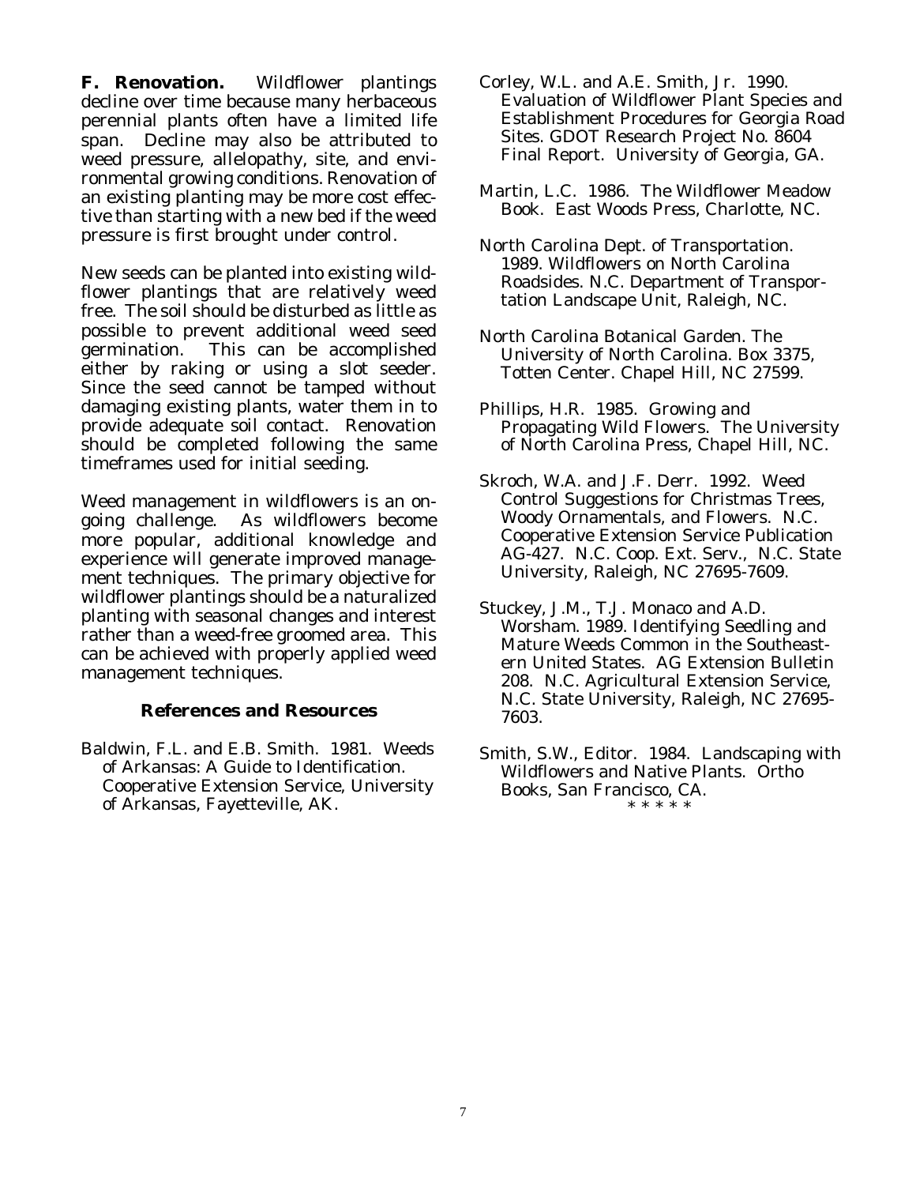**F. Renovation.** Wildflower plantings decline over time because many herbaceous perennial plants often have a limited life span. Decline may also be attributed to weed pressure, allelopathy, site, and environmental growing conditions. Renovation of an existing planting may be more cost effective than starting with a new bed if the weed pressure is first brought under control.

New seeds can be planted into existing wildflower plantings that are relatively weed free. The soil should be disturbed as little as possible to prevent additional weed seed germination. This can be accomplished either by raking or using a slot seeder. Since the seed cannot be tamped without damaging existing plants, water them in to provide adequate soil contact. Renovation should be completed following the same timeframes used for initial seeding.

Weed management in wildflowers is an ongoing challenge. As wildflowers become more popular, additional knowledge and experience will generate improved management techniques. The primary objective for wildflower plantings should be a naturalized planting with seasonal changes and interest rather than a weed-free groomed area. This can be achieved with properly applied weed management techniques.

### References and Resources

Baldwin, F.L. and E.B. Smith. 1981. Weeds of Arkansas: A Guide to Identification. Cooperative Extension Service, University of Arkansas, Fayetteville, AK.

Corley, W.L. and A.E. Smith, Jr. 1990. Evaluation of Wildflower Plant Species and Establishment Procedures for Georgia Road Sites. GDOT Research Project No. 8604 Final Report. University of Georgia, GA.

Martin, L.C. 1986. The Wildflower Meadow Book. East Woods Press, Charlotte, NC.

North Carolina Dept. of Transportation. 1989. Wildflowers on North Carolina Roadsides. N.C. Department of Transportation Landscape Unit, Raleigh, NC.

North Carolina Botanical Garden. The University of North Carolina. Box 3375, Totten Center. Chapel Hill, NC 27599.

Phillips, H.R. 1985. Growing and Propagating Wild Flowers. The University of North Carolina Press, Chapel Hill, NC.

Skroch, W.A. and J.F. Derr. 1992. Weed Control Suggestions for Christmas Trees, Woody Ornamentals, and Flowers. N.C. Cooperative Extension Service Publication AG-427. N.C. Coop. Ext. Serv., N.C. State University, Raleigh, NC 27695-7609.

Stuckey, J.M., T.J. Monaco and A.D. Worsham. 1989. Identifying Seedling and Mature Weeds Common in the Southeastern United States. AG Extension Bulletin 208. N.C. Agricultural Extension Service, N.C. State University, Raleigh, NC 27695-7603.

Smith, S.W., Editor. 1984. Landscaping with Wildflowers and Native Plants. Ortho Books, San Francisco, CA.

* * * * *